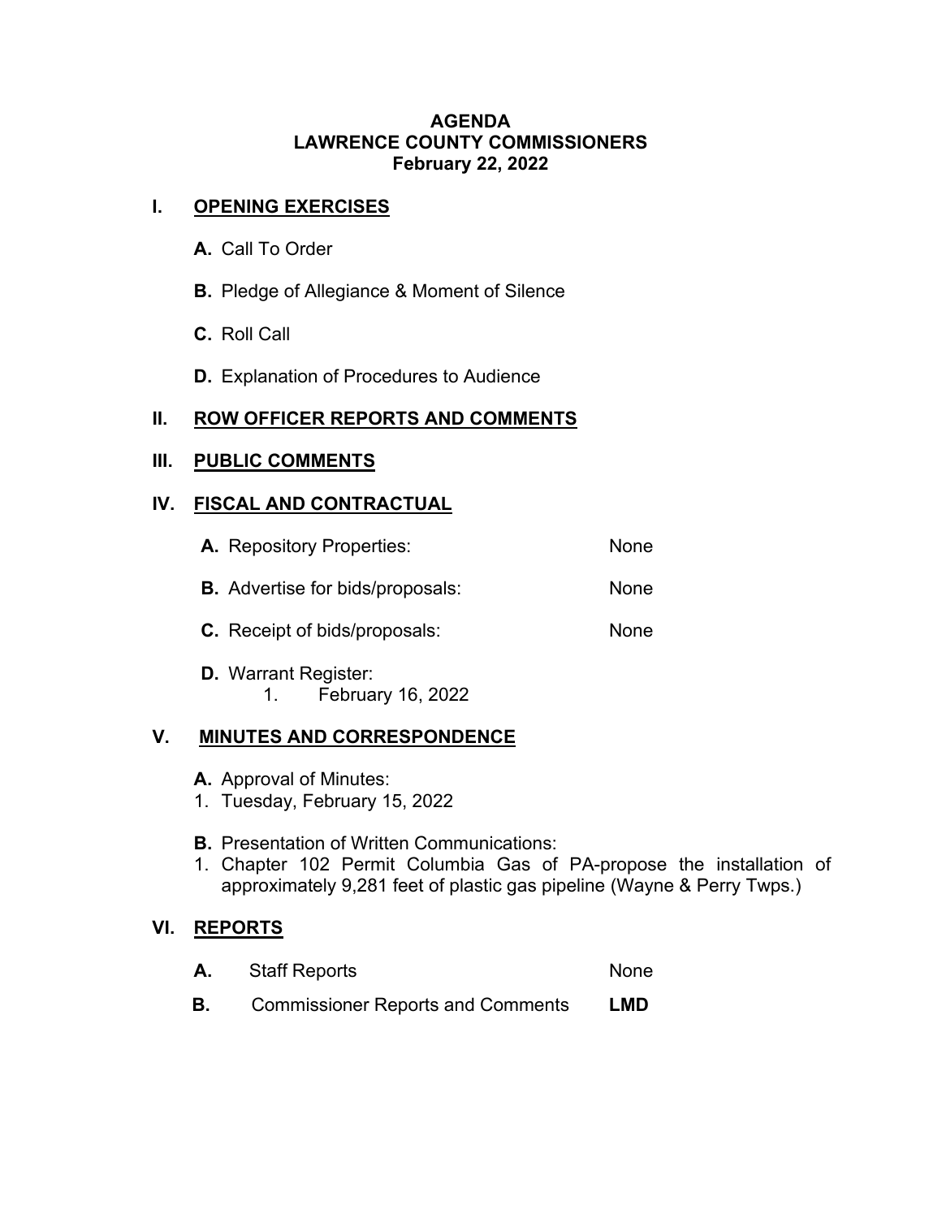# AGENDA
# LAWRENCE COUNTY COMMISSIONERS
## February 22, 2022

## I. OPENING EXERCISES

**A.** Call To Order

**B.** Pledge of Allegiance & Moment of Silence

**C.** Roll Call

**D.** Explanation of Procedures to Audience

## II. ROW OFFICER REPORTS AND COMMENTS

## III. PUBLIC COMMENTS

## IV. FISCAL AND CONTRACTUAL

**A.** Repository Properties: None

**B.** Advertise for bids/proposals: None

**C.** Receipt of bids/proposals: None

**D.** Warrant Register:
1. February 16, 2022

## V. MINUTES AND CORRESPONDENCE

**A.** Approval of Minutes:
1. Tuesday, February 15, 2022

**B.** Presentation of Written Communications:
1. Chapter 102 Permit Columbia Gas of PA-propose the installation of approximately 9,281 feet of plastic gas pipeline (Wayne & Perry Twps.)

## VI. REPORTS

**A.** Staff Reports None

**B.** Commissioner Reports and Comments **LMD**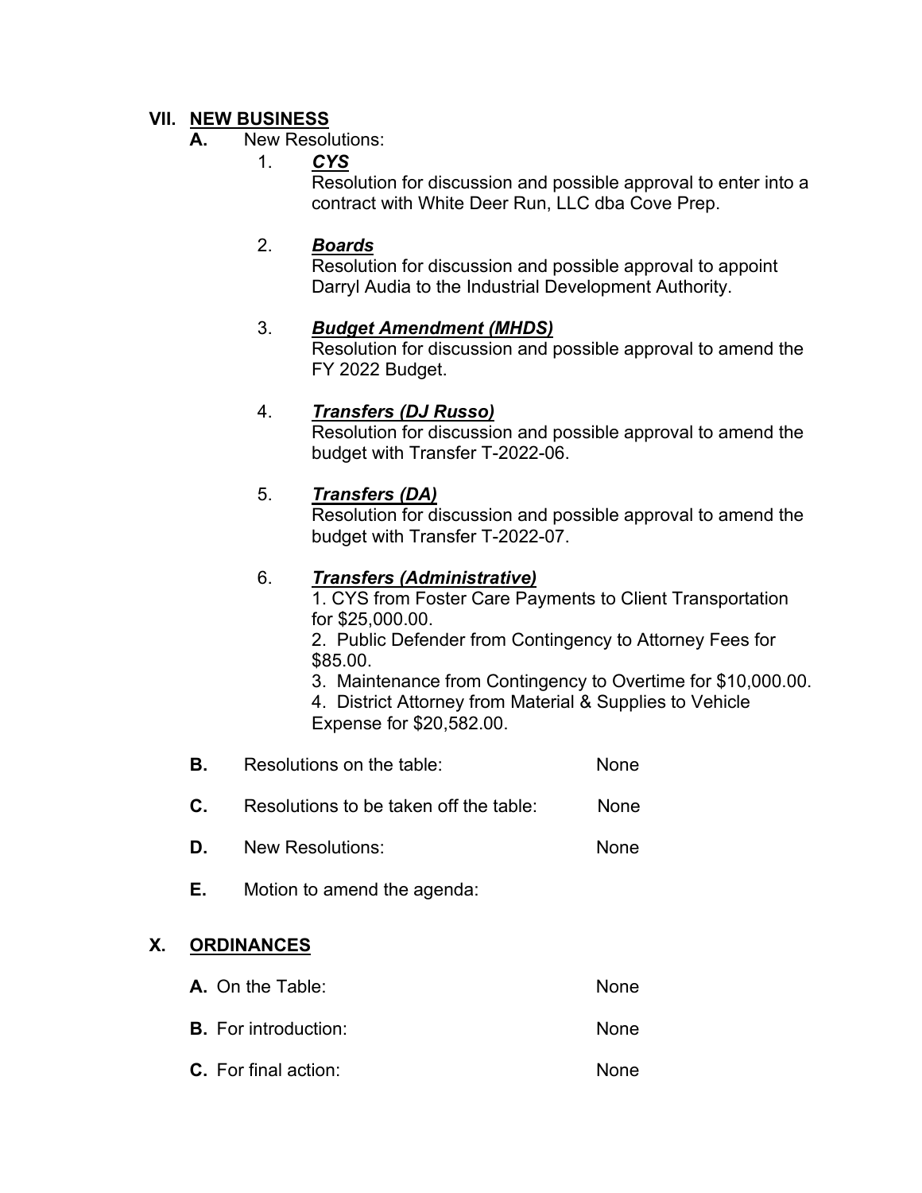## VII. NEW BUSINESS

**A.** New Resolutions:

1. ***CYS***
   Resolution for discussion and possible approval to enter into a contract with White Deer Run, LLC dba Cove Prep.

2. ***Boards***
   Resolution for discussion and possible approval to appoint Darryl Audia to the Industrial Development Authority.

3. ***Budget Amendment (MHDS)***
   Resolution for discussion and possible approval to amend the FY 2022 Budget.

4. ***Transfers (DJ Russo)***
   Resolution for discussion and possible approval to amend the budget with Transfer T-2022-06.

5. ***Transfers (DA)***
   Resolution for discussion and possible approval to amend the budget with Transfer T-2022-07.

6. ***Transfers (Administrative)***
   1. CYS from Foster Care Payments to Client Transportation for $25,000.00.
   2. Public Defender from Contingency to Attorney Fees for $85.00.
   3. Maintenance from Contingency to Overtime for $10,000.00.
   4. District Attorney from Material & Supplies to Vehicle Expense for $20,582.00.

**B.** Resolutions on the table: None

**C.** Resolutions to be taken off the table: None

**D.** New Resolutions: None

**E.** Motion to amend the agenda:

## X. ORDINANCES

**A.** On the Table: None

**B.** For introduction: None

**C.** For final action: None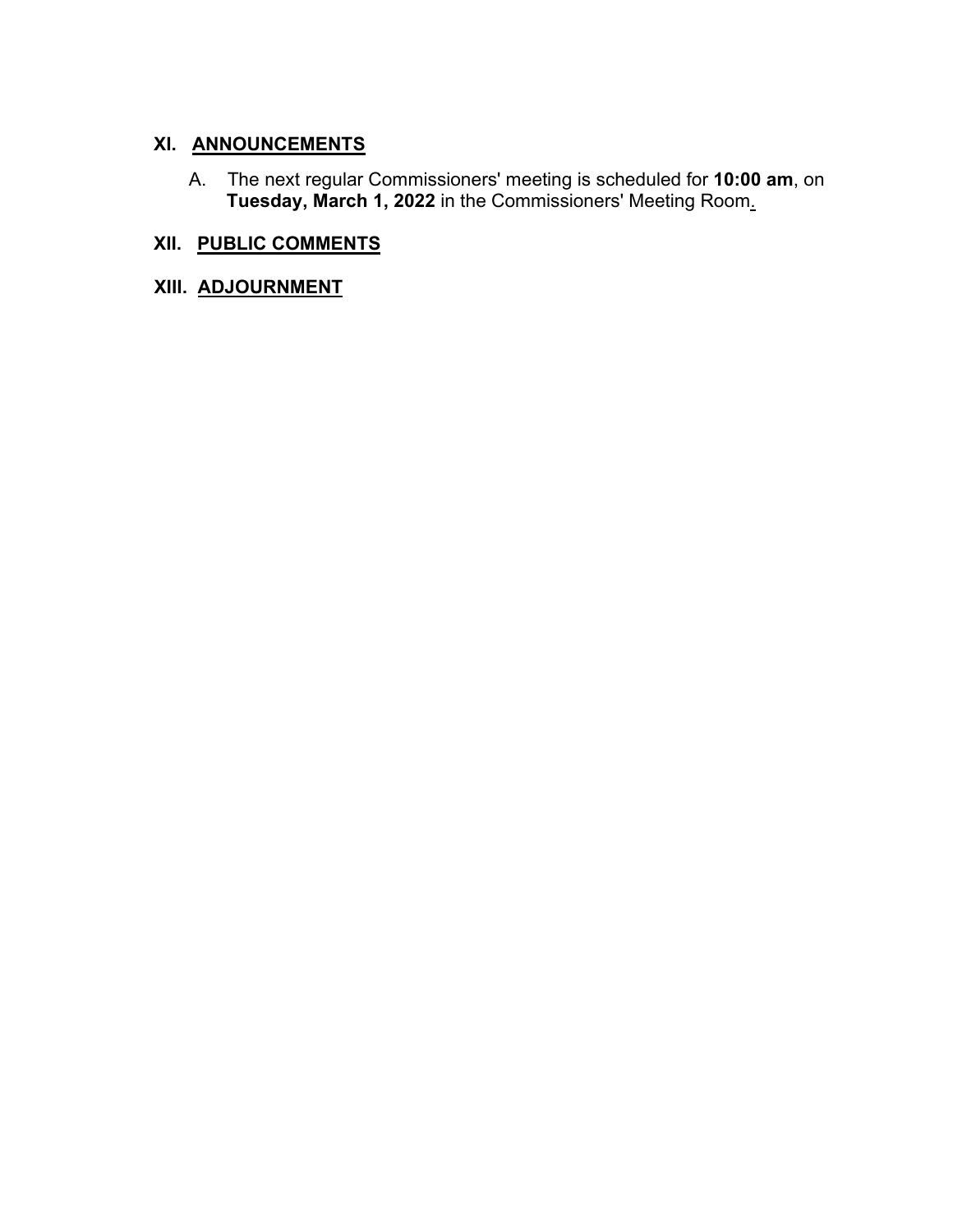## XI. ANNOUNCEMENTS

A. The next regular Commissioners' meeting is scheduled for **10:00 am**, on **Tuesday, March 1, 2022** in the Commissioners' Meeting Room.

## XII. PUBLIC COMMENTS

## XIII. ADJOURNMENT